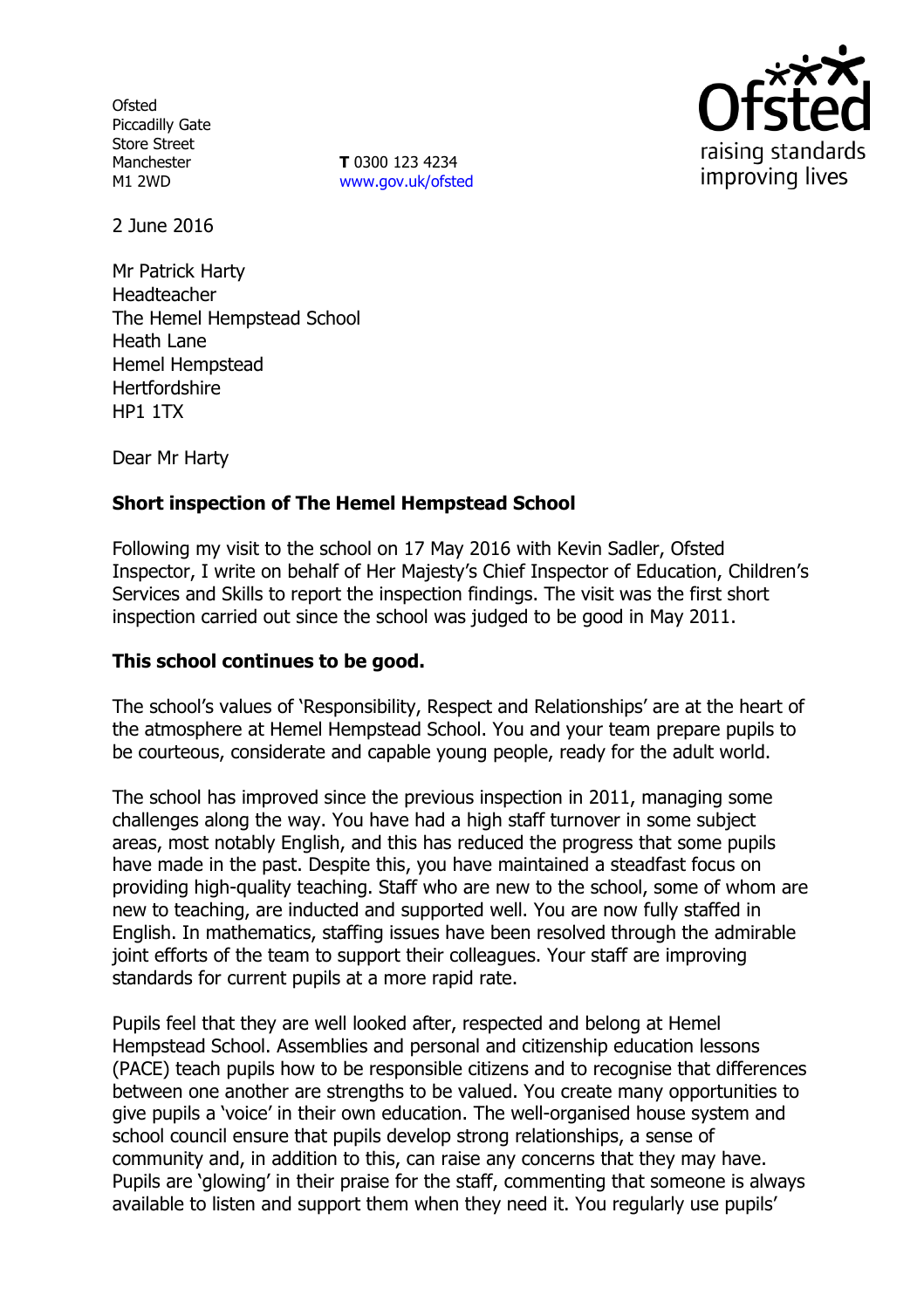Ofsted
Piccadilly Gate
Store Street
Manchester
M1 2WD

**T** 0300 123 4234
www.gov.uk/ofsted

2 June 2016

Mr Patrick Harty
Headteacher
The Hemel Hempstead School
Heath Lane
Hemel Hempstead
Hertfordshire
HP1 1TX

Dear Mr Harty

**Short inspection of The Hemel Hempstead School**

Following my visit to the school on 17 May 2016 with Kevin Sadler, Ofsted Inspector, I write on behalf of Her Majesty's Chief Inspector of Education, Children's Services and Skills to report the inspection findings. The visit was the first short inspection carried out since the school was judged to be good in May 2011.

**This school continues to be good.**

The school's values of 'Responsibility, Respect and Relationships' are at the heart of the atmosphere at Hemel Hempstead School. You and your team prepare pupils to be courteous, considerate and capable young people, ready for the adult world.

The school has improved since the previous inspection in 2011, managing some challenges along the way. You have had a high staff turnover in some subject areas, most notably English, and this has reduced the progress that some pupils have made in the past. Despite this, you have maintained a steadfast focus on providing high-quality teaching. Staff who are new to the school, some of whom are new to teaching, are inducted and supported well. You are now fully staffed in English. In mathematics, staffing issues have been resolved through the admirable joint efforts of the team to support their colleagues. Your staff are improving standards for current pupils at a more rapid rate.

Pupils feel that they are well looked after, respected and belong at Hemel Hempstead School. Assemblies and personal and citizenship education lessons (PACE) teach pupils how to be responsible citizens and to recognise that differences between one another are strengths to be valued. You create many opportunities to give pupils a 'voice' in their own education. The well-organised house system and school council ensure that pupils develop strong relationships, a sense of community and, in addition to this, can raise any concerns that they may have. Pupils are 'glowing' in their praise for the staff, commenting that someone is always available to listen and support them when they need it. You regularly use pupils'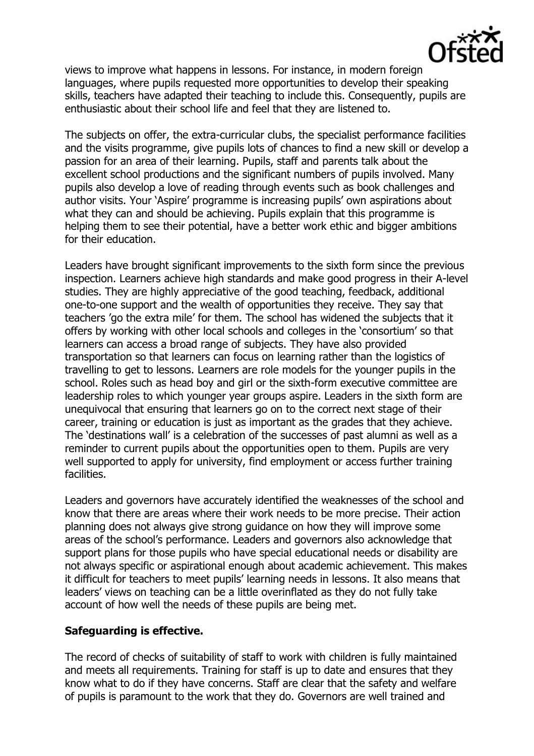views to improve what happens in lessons. For instance, in modern foreign languages, where pupils requested more opportunities to develop their speaking skills, teachers have adapted their teaching to include this. Consequently, pupils are enthusiastic about their school life and feel that they are listened to.

The subjects on offer, the extra-curricular clubs, the specialist performance facilities and the visits programme, give pupils lots of chances to find a new skill or develop a passion for an area of their learning. Pupils, staff and parents talk about the excellent school productions and the significant numbers of pupils involved. Many pupils also develop a love of reading through events such as book challenges and author visits. Your 'Aspire' programme is increasing pupils' own aspirations about what they can and should be achieving. Pupils explain that this programme is helping them to see their potential, have a better work ethic and bigger ambitions for their education.

Leaders have brought significant improvements to the sixth form since the previous inspection. Learners achieve high standards and make good progress in their A-level studies. They are highly appreciative of the good teaching, feedback, additional one-to-one support and the wealth of opportunities they receive. They say that teachers 'go the extra mile' for them. The school has widened the subjects that it offers by working with other local schools and colleges in the 'consortium' so that learners can access a broad range of subjects. They have also provided transportation so that learners can focus on learning rather than the logistics of travelling to get to lessons. Learners are role models for the younger pupils in the school. Roles such as head boy and girl or the sixth-form executive committee are leadership roles to which younger year groups aspire. Leaders in the sixth form are unequivocal that ensuring that learners go on to the correct next stage of their career, training or education is just as important as the grades that they achieve. The 'destinations wall' is a celebration of the successes of past alumni as well as a reminder to current pupils about the opportunities open to them. Pupils are very well supported to apply for university, find employment or access further training facilities.

Leaders and governors have accurately identified the weaknesses of the school and know that there are areas where their work needs to be more precise. Their action planning does not always give strong guidance on how they will improve some areas of the school's performance. Leaders and governors also acknowledge that support plans for those pupils who have special educational needs or disability are not always specific or aspirational enough about academic achievement. This makes it difficult for teachers to meet pupils' learning needs in lessons. It also means that leaders' views on teaching can be a little overinflated as they do not fully take account of how well the needs of these pupils are being met.

**Safeguarding is effective.**

The record of checks of suitability of staff to work with children is fully maintained and meets all requirements. Training for staff is up to date and ensures that they know what to do if they have concerns. Staff are clear that the safety and welfare of pupils is paramount to the work that they do. Governors are well trained and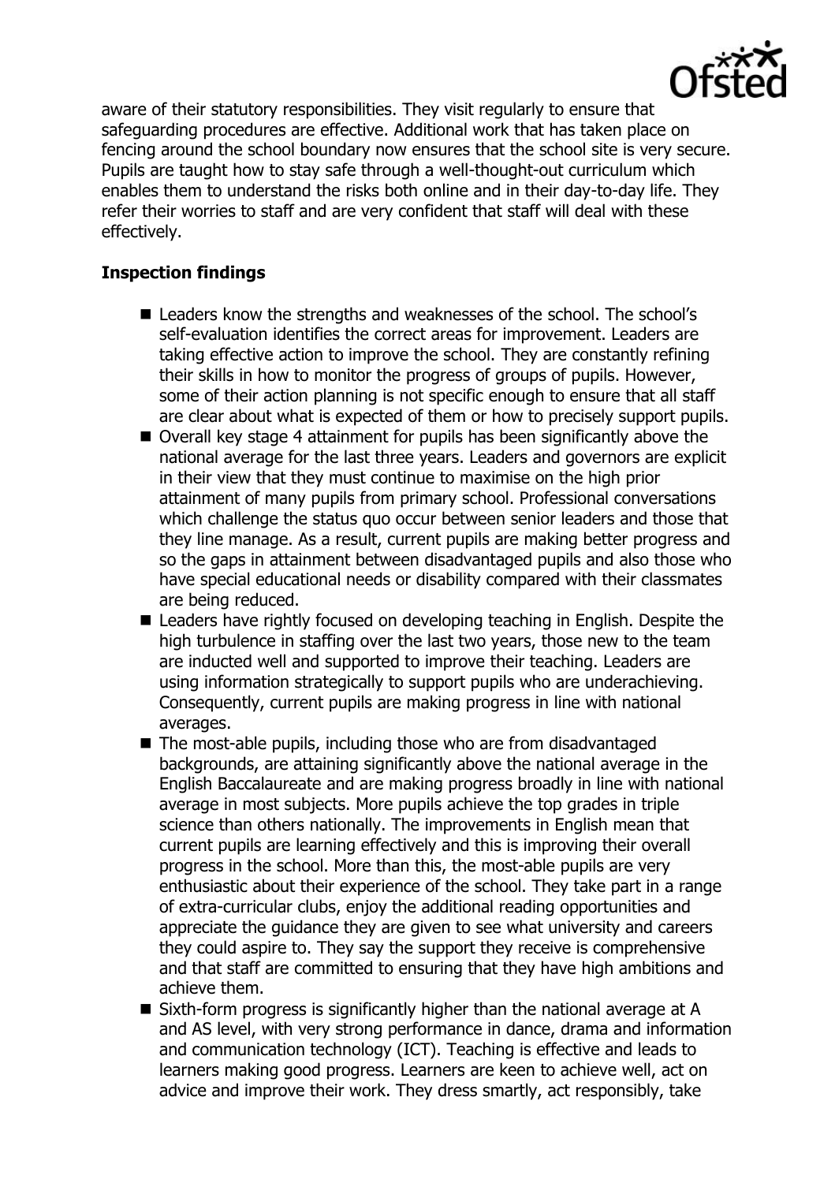aware of their statutory responsibilities. They visit regularly to ensure that safeguarding procedures are effective. Additional work that has taken place on fencing around the school boundary now ensures that the school site is very secure. Pupils are taught how to stay safe through a well-thought-out curriculum which enables them to understand the risks both online and in their day-to-day life. They refer their worries to staff and are very confident that staff will deal with these effectively.

## Inspection findings

- Leaders know the strengths and weaknesses of the school. The school's self-evaluation identifies the correct areas for improvement. Leaders are taking effective action to improve the school. They are constantly refining their skills in how to monitor the progress of groups of pupils. However, some of their action planning is not specific enough to ensure that all staff are clear about what is expected of them or how to precisely support pupils.
- Overall key stage 4 attainment for pupils has been significantly above the national average for the last three years. Leaders and governors are explicit in their view that they must continue to maximise on the high prior attainment of many pupils from primary school. Professional conversations which challenge the status quo occur between senior leaders and those that they line manage. As a result, current pupils are making better progress and so the gaps in attainment between disadvantaged pupils and also those who have special educational needs or disability compared with their classmates are being reduced.
- Leaders have rightly focused on developing teaching in English. Despite the high turbulence in staffing over the last two years, those new to the team are inducted well and supported to improve their teaching. Leaders are using information strategically to support pupils who are underachieving. Consequently, current pupils are making progress in line with national averages.
- The most-able pupils, including those who are from disadvantaged backgrounds, are attaining significantly above the national average in the English Baccalaureate and are making progress broadly in line with national average in most subjects. More pupils achieve the top grades in triple science than others nationally. The improvements in English mean that current pupils are learning effectively and this is improving their overall progress in the school. More than this, the most-able pupils are very enthusiastic about their experience of the school. They take part in a range of extra-curricular clubs, enjoy the additional reading opportunities and appreciate the guidance they are given to see what university and careers they could aspire to. They say the support they receive is comprehensive and that staff are committed to ensuring that they have high ambitions and achieve them.
- Sixth-form progress is significantly higher than the national average at A and AS level, with very strong performance in dance, drama and information and communication technology (ICT). Teaching is effective and leads to learners making good progress. Learners are keen to achieve well, act on advice and improve their work. They dress smartly, act responsibly, take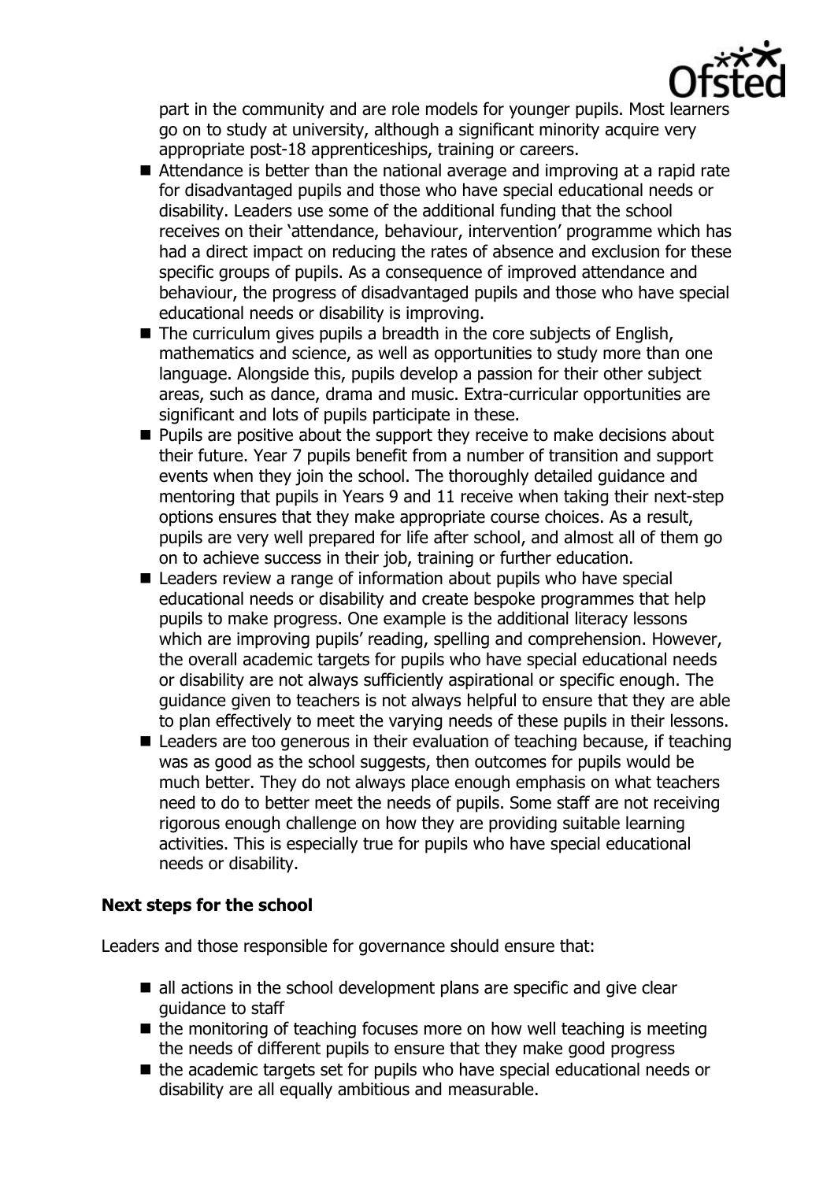part in the community and are role models for younger pupils. Most learners go on to study at university, although a significant minority acquire very appropriate post-18 apprenticeships, training or careers.

- Attendance is better than the national average and improving at a rapid rate for disadvantaged pupils and those who have special educational needs or disability. Leaders use some of the additional funding that the school receives on their 'attendance, behaviour, intervention' programme which has had a direct impact on reducing the rates of absence and exclusion for these specific groups of pupils. As a consequence of improved attendance and behaviour, the progress of disadvantaged pupils and those who have special educational needs or disability is improving.
- The curriculum gives pupils a breadth in the core subjects of English, mathematics and science, as well as opportunities to study more than one language. Alongside this, pupils develop a passion for their other subject areas, such as dance, drama and music. Extra-curricular opportunities are significant and lots of pupils participate in these.
- Pupils are positive about the support they receive to make decisions about their future. Year 7 pupils benefit from a number of transition and support events when they join the school. The thoroughly detailed guidance and mentoring that pupils in Years 9 and 11 receive when taking their next-step options ensures that they make appropriate course choices. As a result, pupils are very well prepared for life after school, and almost all of them go on to achieve success in their job, training or further education.
- Leaders review a range of information about pupils who have special educational needs or disability and create bespoke programmes that help pupils to make progress. One example is the additional literacy lessons which are improving pupils' reading, spelling and comprehension. However, the overall academic targets for pupils who have special educational needs or disability are not always sufficiently aspirational or specific enough. The guidance given to teachers is not always helpful to ensure that they are able to plan effectively to meet the varying needs of these pupils in their lessons.
- Leaders are too generous in their evaluation of teaching because, if teaching was as good as the school suggests, then outcomes for pupils would be much better. They do not always place enough emphasis on what teachers need to do to better meet the needs of pupils. Some staff are not receiving rigorous enough challenge on how they are providing suitable learning activities. This is especially true for pupils who have special educational needs or disability.

### Next steps for the school

Leaders and those responsible for governance should ensure that:

- all actions in the school development plans are specific and give clear guidance to staff
- the monitoring of teaching focuses more on how well teaching is meeting the needs of different pupils to ensure that they make good progress
- the academic targets set for pupils who have special educational needs or disability are all equally ambitious and measurable.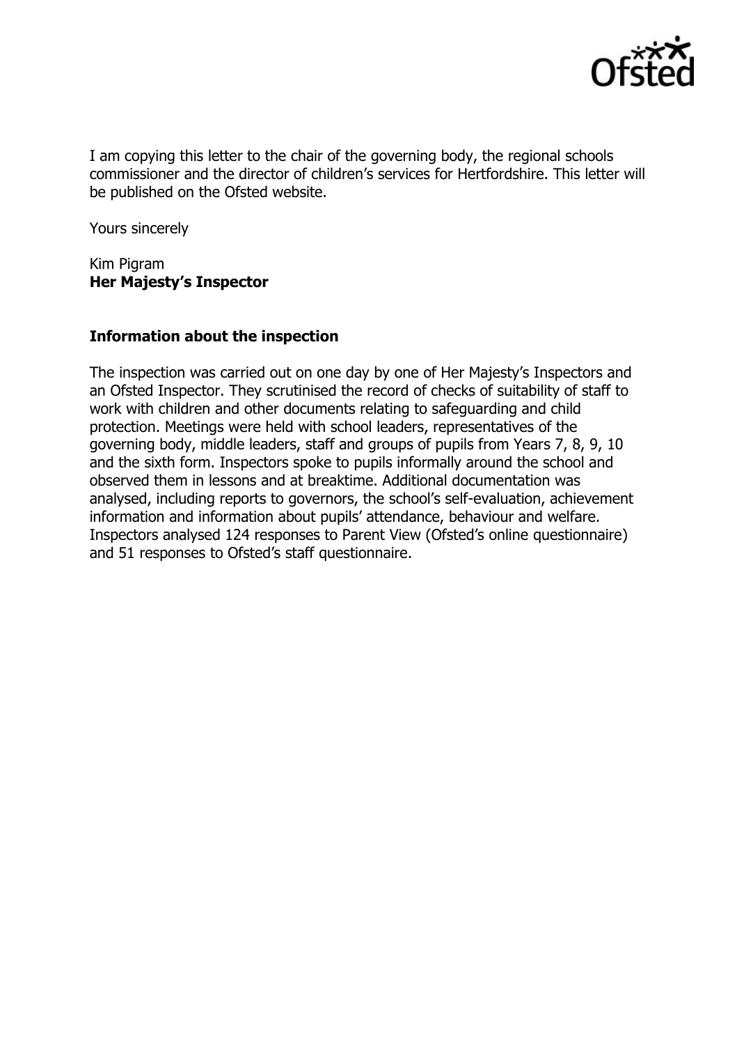I am copying this letter to the chair of the governing body, the regional schools commissioner and the director of children's services for Hertfordshire. This letter will be published on the Ofsted website.

Yours sincerely

Kim Pigram
**Her Majesty's Inspector**

## Information about the inspection

The inspection was carried out on one day by one of Her Majesty's Inspectors and an Ofsted Inspector. They scrutinised the record of checks of suitability of staff to work with children and other documents relating to safeguarding and child protection. Meetings were held with school leaders, representatives of the governing body, middle leaders, staff and groups of pupils from Years 7, 8, 9, 10 and the sixth form. Inspectors spoke to pupils informally around the school and observed them in lessons and at breaktime. Additional documentation was analysed, including reports to governors, the school's self-evaluation, achievement information and information about pupils' attendance, behaviour and welfare. Inspectors analysed 124 responses to Parent View (Ofsted's online questionnaire) and 51 responses to Ofsted's staff questionnaire.